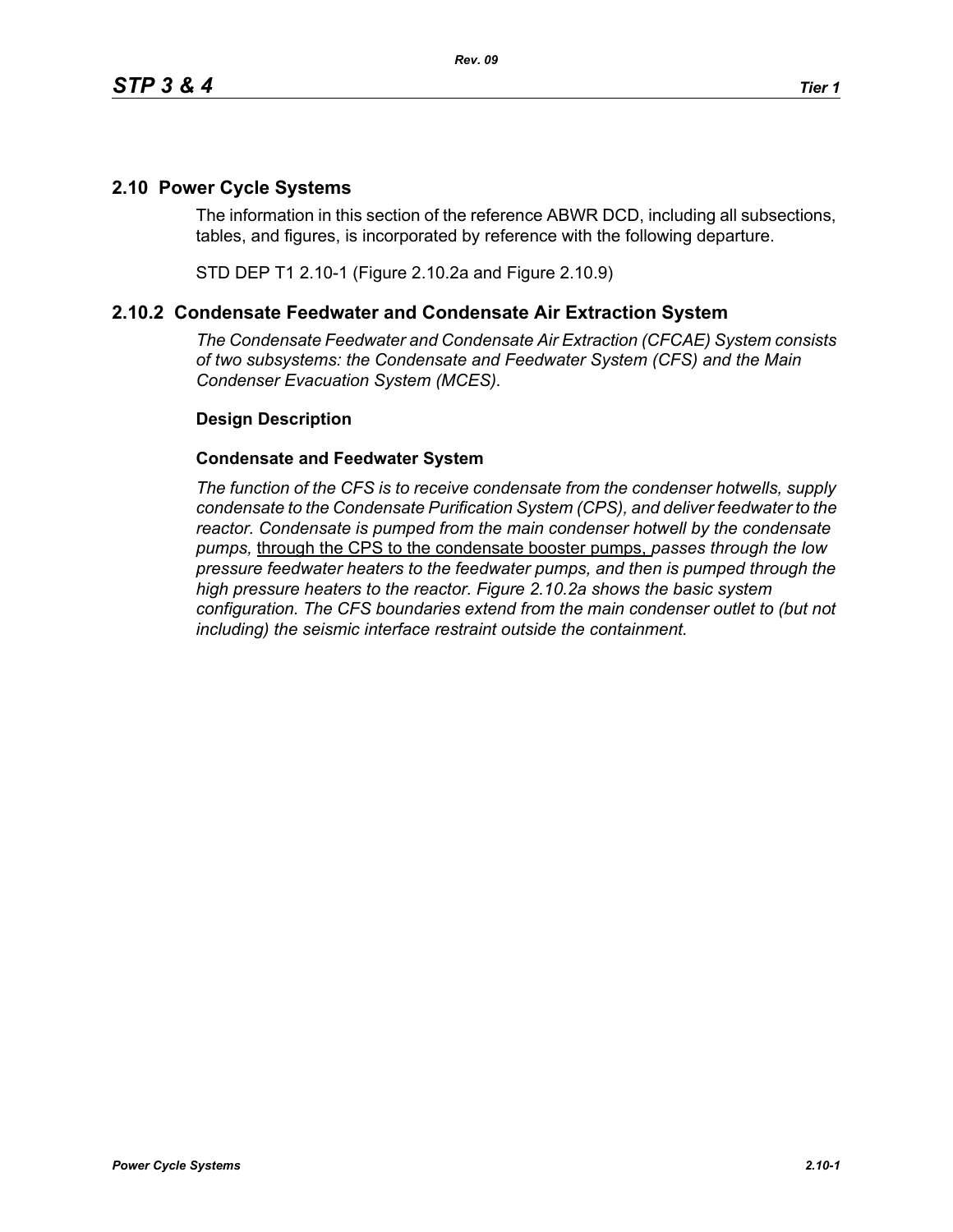## 2.10 Power Cycle Systems

The information in this section of the reference ABWR DCD, including all subsections, tables, and figures, is incorporated by reference with the following departure.

STD DEP T1 2.10-1 (Figure 2.10.2a and Figure 2.10.9)

## 2.10.2 Condensate Feedwater and Condensate Air Extraction System

*The Condensate Feedwater and Condensate Air Extraction (CFCAE) System consists of two subsystems: the Condensate and Feedwater System (CFS) and the Main Condenser Evacuation System (MCES).*

### Design Description

### Condensate and Feedwater System

*The function of the CFS is to receive condensate from the condenser hotwells, supply condensate to the Condensate Purification System (CPS), and deliver feedwater to the reactor. Condensate is pumped from the main condenser hotwell by the condensate pumps,* <u>through the CPS to the condensate booster pumps,</u> *passes through the low pressure feedwater heaters to the feedwater pumps, and then is pumped through the high pressure heaters to the reactor. Figure 2.10.2a shows the basic system configuration. The CFS boundaries extend from the main condenser outlet to (but not including) the seismic interface restraint outside the containment.*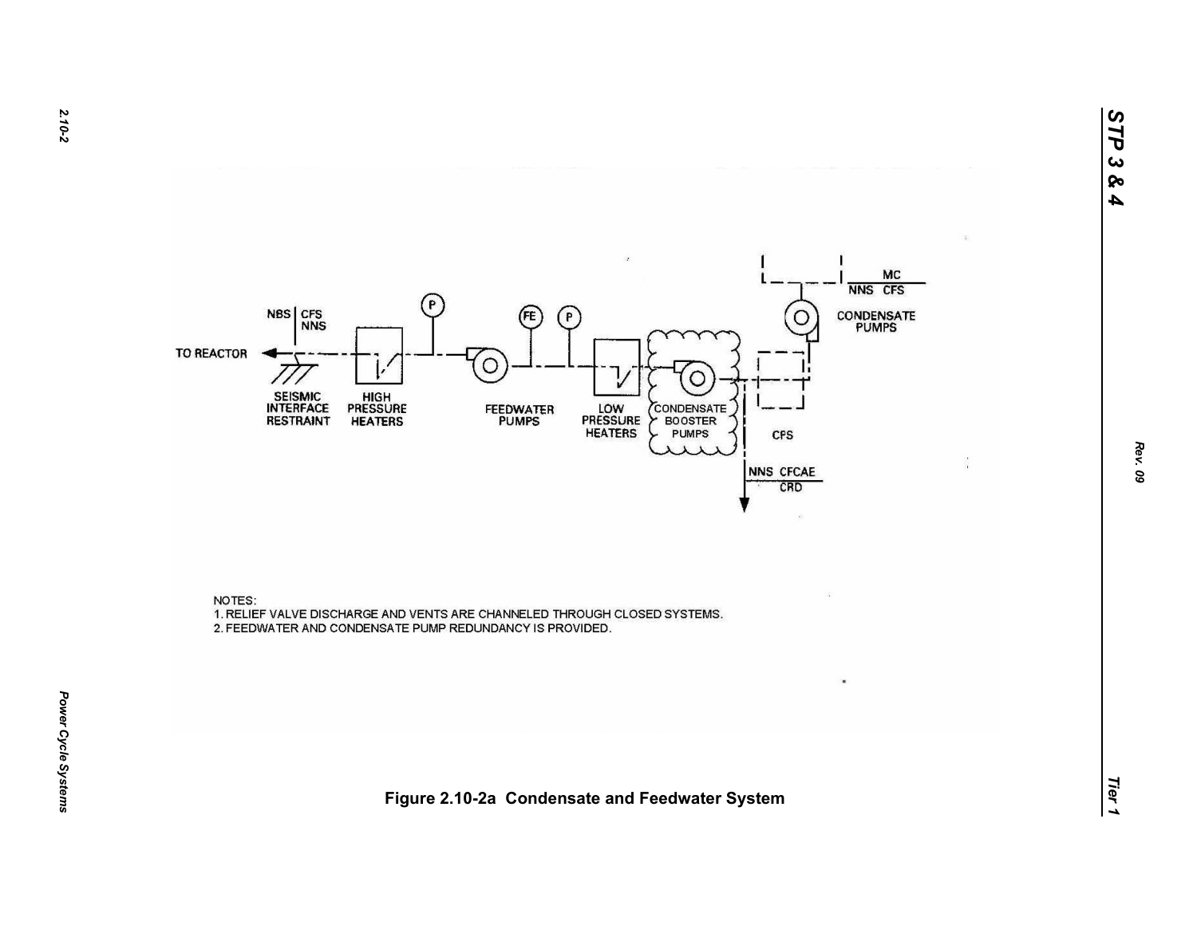TO REACTOR

NBS | CFS NNS

SEISMIC INTERFACE RESTRAINT

HIGH PRESSURE HEATERS

P

FEEDWATER PUMPS

FE

P

LOW PRESSURE HEATERS

CONDENSATE BOOSTER PUMPS

CPS

NNS CFCAE / CRD

CONDENSATE PUMPS

MC / NNS CFS

NOTES:

1. RELIEF VALVE DISCHARGE AND VENTS ARE CHANNELED THROUGH CLOSED SYSTEMS.
2. FEEDWATER AND CONDENSATE PUMP REDUNDANCY IS PROVIDED.

**Figure 2.10-2a Condensate and Feedwater System**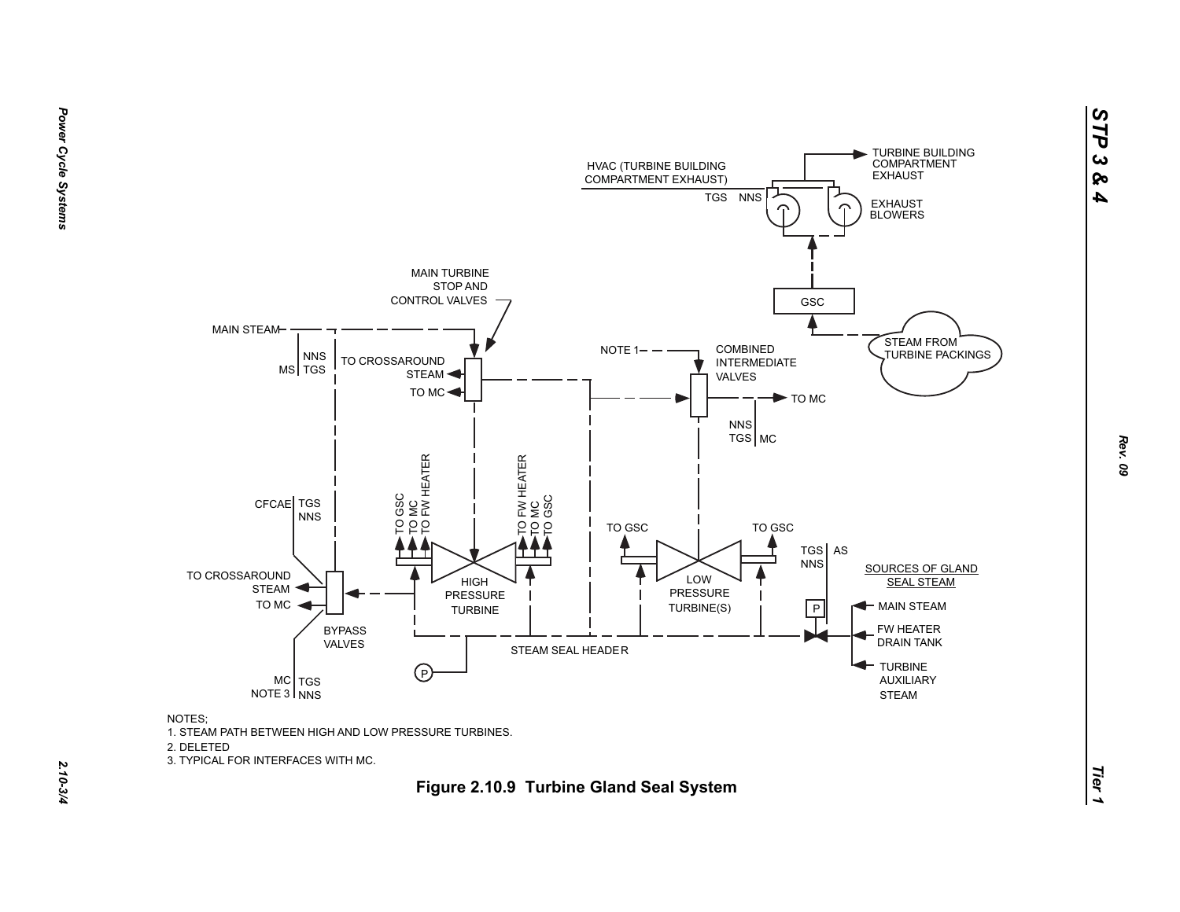HVAC (TURBINE BUILDING COMPARTMENT EXHAUST)

TGS NNS

TURBINE BUILDING COMPARTMENT EXHAUST

EXHAUST BLOWERS

GSC

STEAM FROM TURBINE PACKINGS

MAIN TURBINE STOP AND CONTROL VALVES

MAIN STEAM

NNS

MS TGS

TO CROSSAROUND STEAM

TO MC

NOTE 1

COMBINED INTERMEDIATE VALVES

TO MC

NNS

TGS MC

CFCAE TGS

NNS

TO GSC

TO MC

TO FW HEATER

TO FW HEATER

TO MC

TO GSC

TO GSC

TO GSC

TGS AS

NNS

SOURCES OF GLAND SEAL STEAM

TO CROSSAROUND STEAM

TO MC

HIGH PRESSURE TURBINE

LOW PRESSURE TURBINE(S)

P

MAIN STEAM

FW HEATER DRAIN TANK

TURBINE AUXILIARY STEAM

BYPASS VALVES

STEAM SEAL HEADER

P

MC TGS

NOTE 3 NNS

NOTES;

1. STEAM PATH BETWEEN HIGH AND LOW PRESSURE TURBINES.
2. DELETED
3. TYPICAL FOR INTERFACES WITH MC.

**Figure 2.10.9 Turbine Gland Seal System**